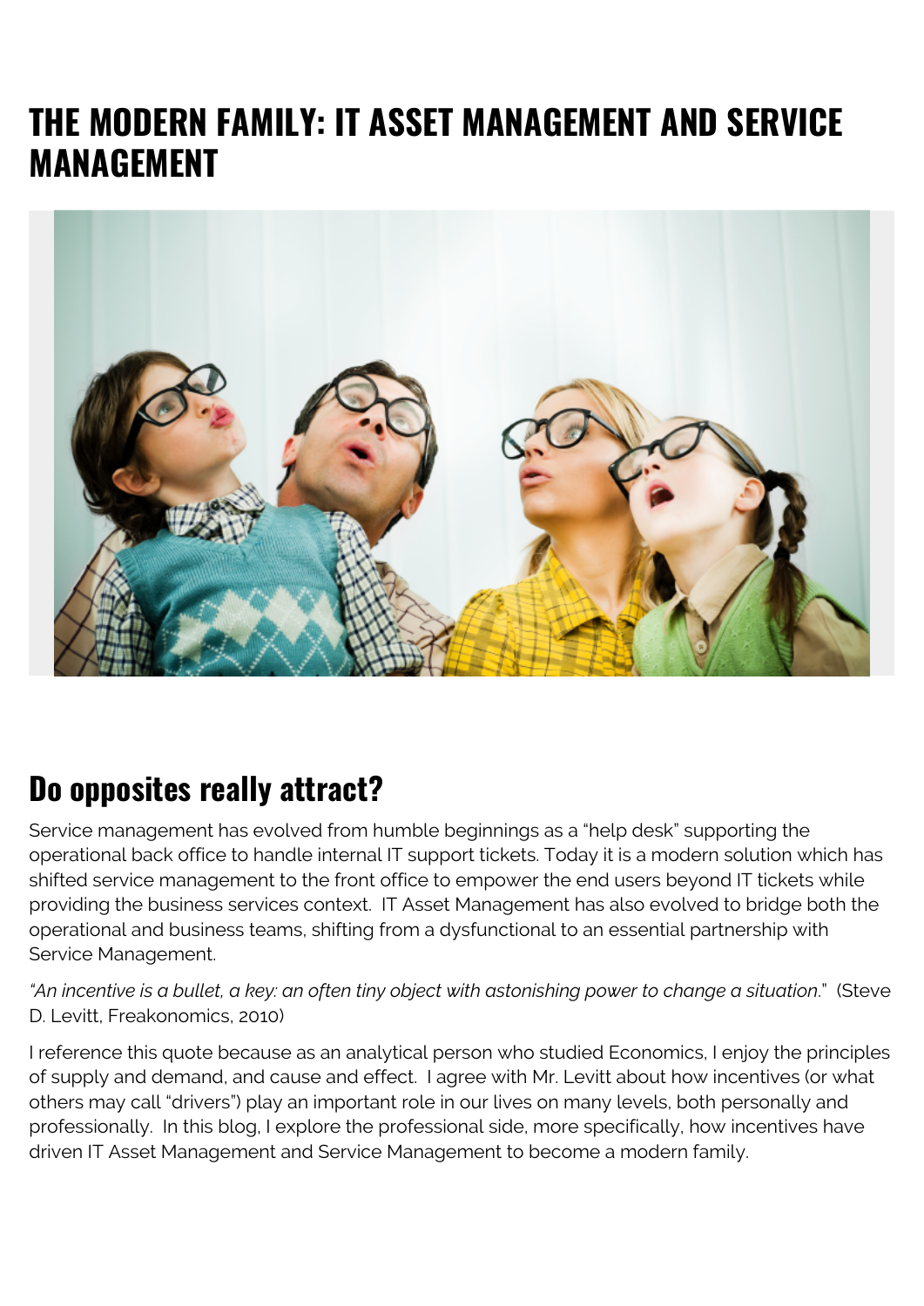# THE MODERN FAMILY: IT ASSET MANAGEMENT AND SERVICE MANAGEMENT

## Do opposites really attract?

Service management has evolved from humble beginnings as a "help desk" supporting the operational back office to handle internal IT support tickets. Today it is a modern solution which has shifted service management to the front office to empower the end users beyond IT tickets while providing the business services context. IT Asset Management has also evolved to bridge both the operational and business teams, shifting from a dysfunctional to an essential partnership with Service Management.

*"An incentive is a bullet, a key: an often tiny object with astonishing power to change a situation."* (Steve D. Levitt, Freakonomics, 2010)

I reference this quote because as an analytical person who studied Economics, I enjoy the principles of supply and demand, and cause and effect. I agree with Mr. Levitt about how incentives (or what others may call "drivers") play an important role in our lives on many levels, both personally and professionally. In this blog, I explore the professional side, more specifically, how incentives have driven IT Asset Management and Service Management to become a modern family.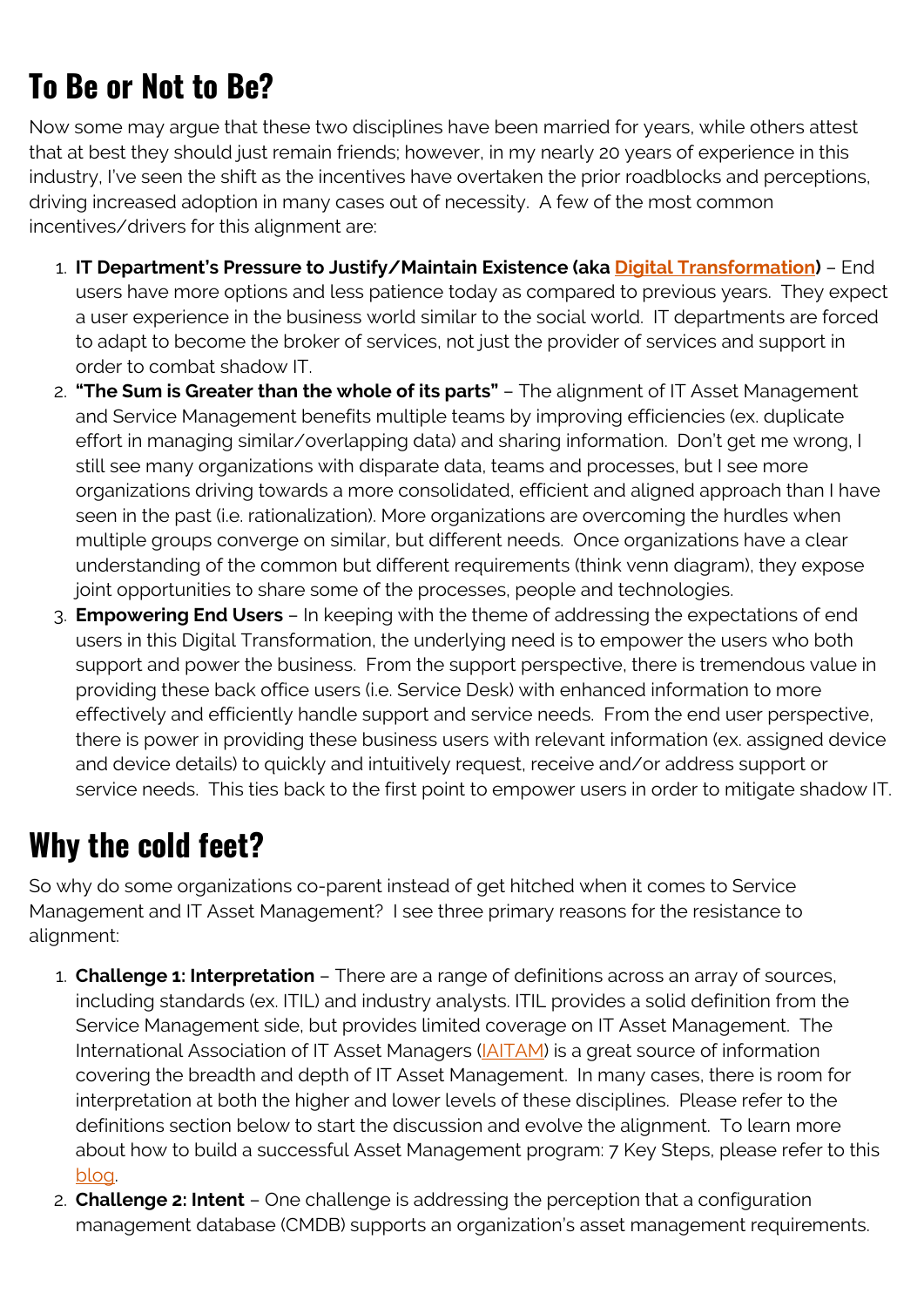## To Be or Not to Be?

Now some may argue that these two disciplines have been married for years, while others attest that at best they should just remain friends; however, in my nearly 20 years of experience in this industry, I've seen the shift as the incentives have overtaken the prior roadblocks and perceptions, driving increased adoption in many cases out of necessity. A few of the most common incentives/drivers for this alignment are:

1. **IT Department's Pressure to Justify/Maintain Existence (aka Digital Transformation)** – End users have more options and less patience today as compared to previous years. They expect a user experience in the business world similar to the social world. IT departments are forced to adapt to become the broker of services, not just the provider of services and support in order to combat shadow IT.
2. **"The Sum is Greater than the whole of its parts"** – The alignment of IT Asset Management and Service Management benefits multiple teams by improving efficiencies (ex. duplicate effort in managing similar/overlapping data) and sharing information. Don't get me wrong, I still see many organizations with disparate data, teams and processes, but I see more organizations driving towards a more consolidated, efficient and aligned approach than I have seen in the past (i.e. rationalization). More organizations are overcoming the hurdles when multiple groups converge on similar, but different needs. Once organizations have a clear understanding of the common but different requirements (think venn diagram), they expose joint opportunities to share some of the processes, people and technologies.
3. **Empowering End Users** – In keeping with the theme of addressing the expectations of end users in this Digital Transformation, the underlying need is to empower the users who both support and power the business. From the support perspective, there is tremendous value in providing these back office users (i.e. Service Desk) with enhanced information to more effectively and efficiently handle support and service needs. From the end user perspective, there is power in providing these business users with relevant information (ex. assigned device and device details) to quickly and intuitively request, receive and/or address support or service needs. This ties back to the first point to empower users in order to mitigate shadow IT.

## Why the cold feet?

So why do some organizations co-parent instead of get hitched when it comes to Service Management and IT Asset Management? I see three primary reasons for the resistance to alignment:

1. **Challenge 1: Interpretation** – There are a range of definitions across an array of sources, including standards (ex. ITIL) and industry analysts. ITIL provides a solid definition from the Service Management side, but provides limited coverage on IT Asset Management. The International Association of IT Asset Managers (IAITAM) is a great source of information covering the breadth and depth of IT Asset Management. In many cases, there is room for interpretation at both the higher and lower levels of these disciplines. Please refer to the definitions section below to start the discussion and evolve the alignment. To learn more about how to build a successful Asset Management program: 7 Key Steps, please refer to this blog.
2. **Challenge 2: Intent** – One challenge is addressing the perception that a configuration management database (CMDB) supports an organization's asset management requirements.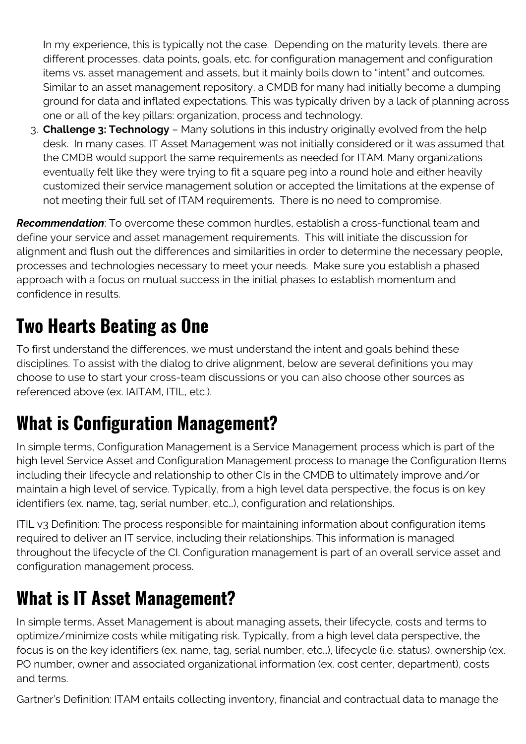In my experience, this is typically not the case. Depending on the maturity levels, there are different processes, data points, goals, etc. for configuration management and configuration items vs. asset management and assets, but it mainly boils down to "intent" and outcomes. Similar to an asset management repository, a CMDB for many had initially become a dumping ground for data and inflated expectations. This was typically driven by a lack of planning across one or all of the key pillars: organization, process and technology.

3. **Challenge 3: Technology** – Many solutions in this industry originally evolved from the help desk. In many cases, IT Asset Management was not initially considered or it was assumed that the CMDB would support the same requirements as needed for ITAM. Many organizations eventually felt like they were trying to fit a square peg into a round hole and either heavily customized their service management solution or accepted the limitations at the expense of not meeting their full set of ITAM requirements. There is no need to compromise.

***Recommendation***: To overcome these common hurdles, establish a cross-functional team and define your service and asset management requirements. This will initiate the discussion for alignment and flush out the differences and similarities in order to determine the necessary people, processes and technologies necessary to meet your needs. Make sure you establish a phased approach with a focus on mutual success in the initial phases to establish momentum and confidence in results.

## Two Hearts Beating as One

To first understand the differences, we must understand the intent and goals behind these disciplines. To assist with the dialog to drive alignment, below are several definitions you may choose to use to start your cross-team discussions or you can also choose other sources as referenced above (ex. IAITAM, ITIL, etc.).

## What is Configuration Management?

In simple terms, Configuration Management is a Service Management process which is part of the high level Service Asset and Configuration Management process to manage the Configuration Items including their lifecycle and relationship to other CIs in the CMDB to ultimately improve and/or maintain a high level of service. Typically, from a high level data perspective, the focus is on key identifiers (ex. name, tag, serial number, etc…), configuration and relationships.

ITIL v3 Definition: The process responsible for maintaining information about configuration items required to deliver an IT service, including their relationships. This information is managed throughout the lifecycle of the CI. Configuration management is part of an overall service asset and configuration management process.

## What is IT Asset Management?

In simple terms, Asset Management is about managing assets, their lifecycle, costs and terms to optimize/minimize costs while mitigating risk. Typically, from a high level data perspective, the focus is on the key identifiers (ex. name, tag, serial number, etc…), lifecycle (i.e. status), ownership (ex. PO number, owner and associated organizational information (ex. cost center, department), costs and terms.

Gartner's Definition: ITAM entails collecting inventory, financial and contractual data to manage the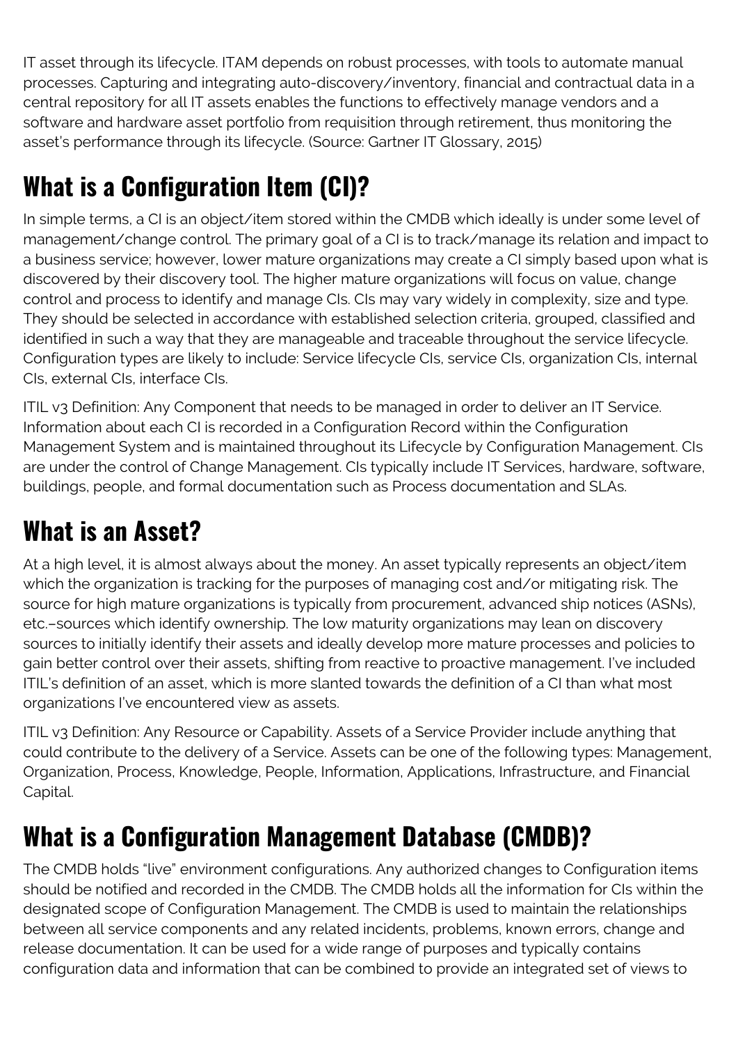IT asset through its lifecycle. ITAM depends on robust processes, with tools to automate manual processes. Capturing and integrating auto-discovery/inventory, financial and contractual data in a central repository for all IT assets enables the functions to effectively manage vendors and a software and hardware asset portfolio from requisition through retirement, thus monitoring the asset's performance through its lifecycle. (Source: Gartner IT Glossary, 2015)

## What is a Configuration Item (CI)?

In simple terms, a CI is an object/item stored within the CMDB which ideally is under some level of management/change control. The primary goal of a CI is to track/manage its relation and impact to a business service; however, lower mature organizations may create a CI simply based upon what is discovered by their discovery tool. The higher mature organizations will focus on value, change control and process to identify and manage CIs. CIs may vary widely in complexity, size and type. They should be selected in accordance with established selection criteria, grouped, classified and identified in such a way that they are manageable and traceable throughout the service lifecycle. Configuration types are likely to include: Service lifecycle CIs, service CIs, organization CIs, internal CIs, external CIs, interface CIs.

ITIL v3 Definition: Any Component that needs to be managed in order to deliver an IT Service. Information about each CI is recorded in a Configuration Record within the Configuration Management System and is maintained throughout its Lifecycle by Configuration Management. CIs are under the control of Change Management. CIs typically include IT Services, hardware, software, buildings, people, and formal documentation such as Process documentation and SLAs.

## What is an Asset?

At a high level, it is almost always about the money. An asset typically represents an object/item which the organization is tracking for the purposes of managing cost and/or mitigating risk. The source for high mature organizations is typically from procurement, advanced ship notices (ASNs), etc.–sources which identify ownership. The low maturity organizations may lean on discovery sources to initially identify their assets and ideally develop more mature processes and policies to gain better control over their assets, shifting from reactive to proactive management. I've included ITIL's definition of an asset, which is more slanted towards the definition of a CI than what most organizations I've encountered view as assets.

ITIL v3 Definition: Any Resource or Capability. Assets of a Service Provider include anything that could contribute to the delivery of a Service. Assets can be one of the following types: Management, Organization, Process, Knowledge, People, Information, Applications, Infrastructure, and Financial Capital.

## What is a Configuration Management Database (CMDB)?

The CMDB holds "live" environment configurations. Any authorized changes to Configuration items should be notified and recorded in the CMDB. The CMDB holds all the information for CIs within the designated scope of Configuration Management. The CMDB is used to maintain the relationships between all service components and any related incidents, problems, known errors, change and release documentation. It can be used for a wide range of purposes and typically contains configuration data and information that can be combined to provide an integrated set of views to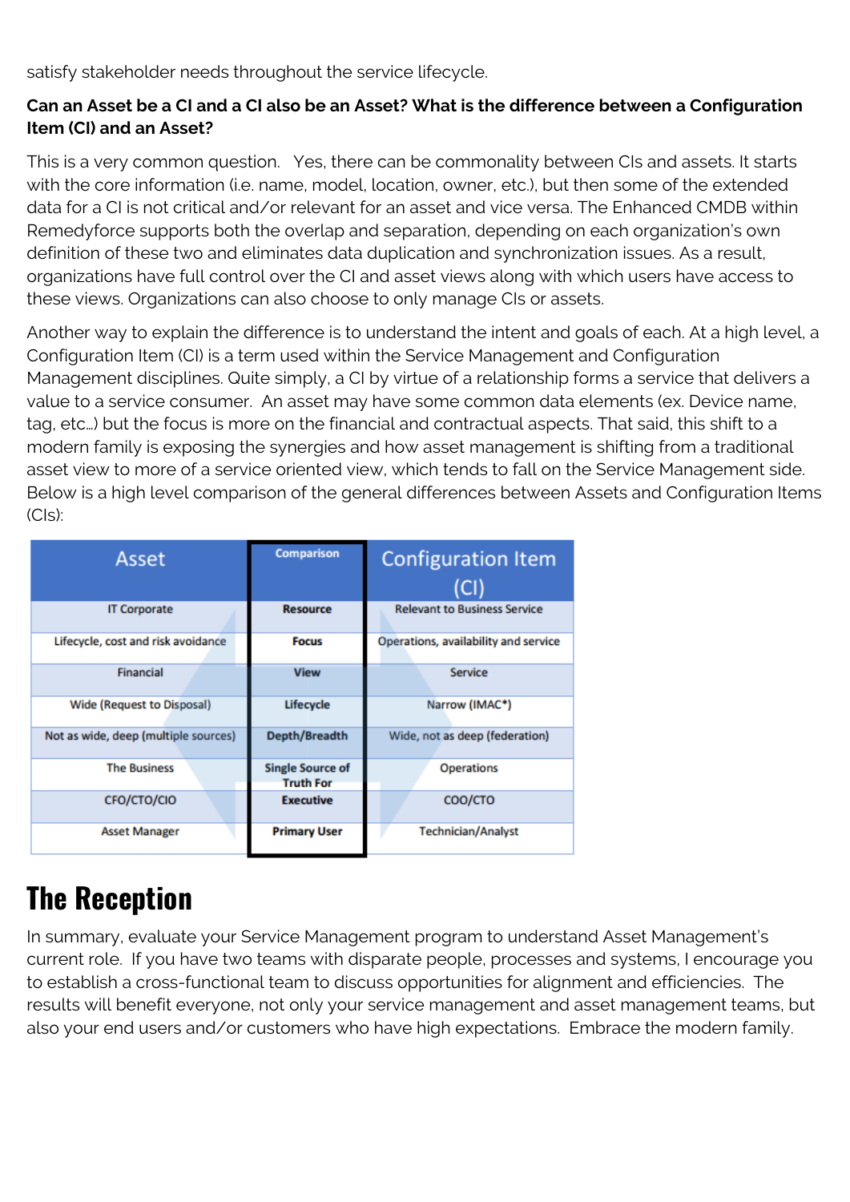satisfy stakeholder needs throughout the service lifecycle.

**Can an Asset be a CI and a CI also be an Asset? What is the difference between a Configuration Item (CI) and an Asset?**

This is a very common question. Yes, there can be commonality between CIs and assets. It starts with the core information (i.e. name, model, location, owner, etc.), but then some of the extended data for a CI is not critical and/or relevant for an asset and vice versa. The Enhanced CMDB within Remedyforce supports both the overlap and separation, depending on each organization's own definition of these two and eliminates data duplication and synchronization issues. As a result, organizations have full control over the CI and asset views along with which users have access to these views. Organizations can also choose to only manage CIs or assets.

Another way to explain the difference is to understand the intent and goals of each. At a high level, a Configuration Item (CI) is a term used within the Service Management and Configuration Management disciplines. Quite simply, a CI by virtue of a relationship forms a service that delivers a value to a service consumer. An asset may have some common data elements (ex. Device name, tag, etc…) but the focus is more on the financial and contractual aspects. That said, this shift to a modern family is exposing the synergies and how asset management is shifting from a traditional asset view to more of a service oriented view, which tends to fall on the Service Management side. Below is a high level comparison of the general differences between Assets and Configuration Items (CIs):

| Asset | Comparison | Configuration Item (CI) |
|---|---|---|
| IT Corporate | **Resource** | Relevant to Business Service |
| Lifecycle, cost and risk avoidance | **Focus** | Operations, availability and service |
| Financial | **View** | Service |
| Wide (Request to Disposal) | **Lifecycle** | Narrow (IMAC*) |
| Not as wide, deep (multiple sources) | **Depth/Breadth** | Wide, not as deep (federation) |
| The Business | **Single Source of Truth For** | Operations |
| CFO/CTO/CIO | **Executive** | COO/CTO |
| Asset Manager | **Primary User** | Technician/Analyst |

# The Reception

In summary, evaluate your Service Management program to understand Asset Management's current role. If you have two teams with disparate people, processes and systems, I encourage you to establish a cross-functional team to discuss opportunities for alignment and efficiencies. The results will benefit everyone, not only your service management and asset management teams, but also your end users and/or customers who have high expectations. Embrace the modern family.